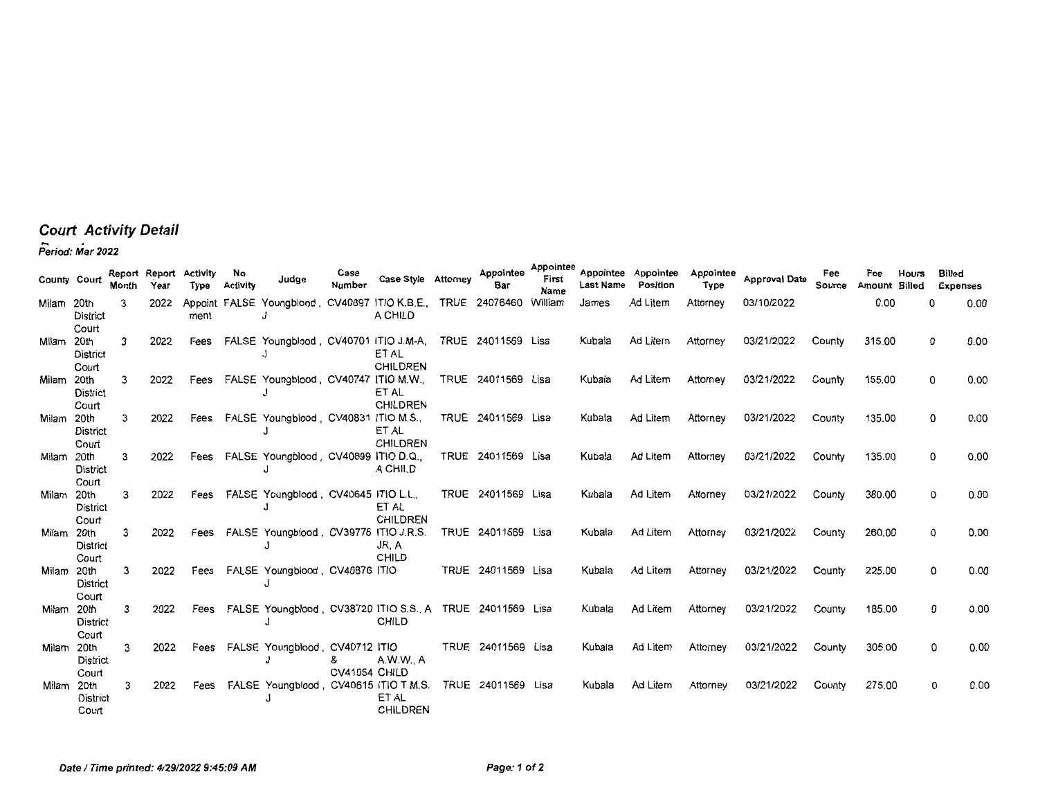## Court Activity Detail

*Period: Mar 2022*

| County | Court | Report Month | Report Year | Activity Type | No Activity | Judge | Case Number | Case Style | Attorney | Appointee Bar | Appointee First Name | Appointee Last Name | Appointee Position | Appointee Type | Approval Date | Fee Source | Fee Amount | Hours Billed | Billed Expenses |
|---|---|---|---|---|---|---|---|---|---|---|---|---|---|---|---|---|---|---|---|
| Milam | 20th District Court | 3 | 2022 | Appointment | FALSE | Youngblood, J | CV40897 | ITIO K.B.E., A CHILD | TRUE | 24076460 | William | James | Ad Litem | Attorney | 03/10/2022 | | 0.00 | 0 | 0.00 |
| Milam | 20th District Court | 3 | 2022 | Fees | FALSE | Youngblood, J | CV40701 | ITIO J.M-A, ET AL CHILDREN | TRUE | 24011569 | Lisa | Kubala | Ad Litem | Attorney | 03/21/2022 | County | 315.00 | 0 | 0.00 |
| Milam | 20th District Court | 3 | 2022 | Fees | FALSE | Youngblood, J | CV40747 | ITIO M.W., ET AL CHILDREN | TRUE | 24011569 | Lisa | Kubala | Ad Litem | Attorney | 03/21/2022 | County | 155.00 | 0 | 0.00 |
| Milam | 20th District Court | 3 | 2022 | Fees | FALSE | Youngblood, J | CV40831 | ITIO M.S., ET AL CHILDREN | TRUE | 24011569 | Lisa | Kubala | Ad Litem | Attorney | 03/21/2022 | County | 135.00 | 0 | 0.00 |
| Milam | 20th District Court | 3 | 2022 | Fees | FALSE | Youngblood, J | CV40899 | ITIO D.Q., A CHILD | TRUE | 24011569 | Lisa | Kubala | Ad Litem | Attorney | 03/21/2022 | County | 135.00 | 0 | 0.00 |
| Milam | 20th District Court | 3 | 2022 | Fees | FALSE | Youngblood, J | CV40645 | ITIO L.L., ET AL CHILDREN | TRUE | 24011569 | Lisa | Kubala | Ad Litem | Attorney | 03/21/2022 | County | 380.00 | 0 | 0.00 |
| Milam | 20th District Court | 3 | 2022 | Fees | FALSE | Youngblood, J | CV39776 | ITIO J.R.S. JR, A CHILD | TRUE | 24011569 | Lisa | Kubala | Ad Litem | Attorney | 03/21/2022 | County | 260.00 | 0 | 0.00 |
| Milam | 20th District Court | 3 | 2022 | Fees | FALSE | Youngblood, J | CV40876 | ITIO | TRUE | 24011569 | Lisa | Kubala | Ad Litem | Attorney | 03/21/2022 | County | 225.00 | 0 | 0.00 |
| Milam | 20th District Court | 3 | 2022 | Fees | FALSE | Youngblood, J | CV38720 | ITIO S.S., A CHILD | TRUE | 24011569 | Lisa | Kubala | Ad Litem | Attorney | 03/21/2022 | County | 185.00 | 0 | 0.00 |
| Milam | 20th District Court | 3 | 2022 | Fees | FALSE | Youngblood, J | CV40712 & CV41054 | ITIO A.W.W., A CHILD | TRUE | 24011569 | Lisa | Kubala | Ad Litem | Attorney | 03/21/2022 | County | 305.00 | 0 | 0.00 |
| Milam | 20th District Court | 3 | 2022 | Fees | FALSE | Youngblood, J | CV40615 | ITIO T.M.S. ET AL CHILDREN | TRUE | 24011569 | Lisa | Kubala | Ad Litem | Attorney | 03/21/2022 | County | 275.00 | 0 | 0.00 |

*Date / Time printed: 4/29/2022 9:45:09 AM*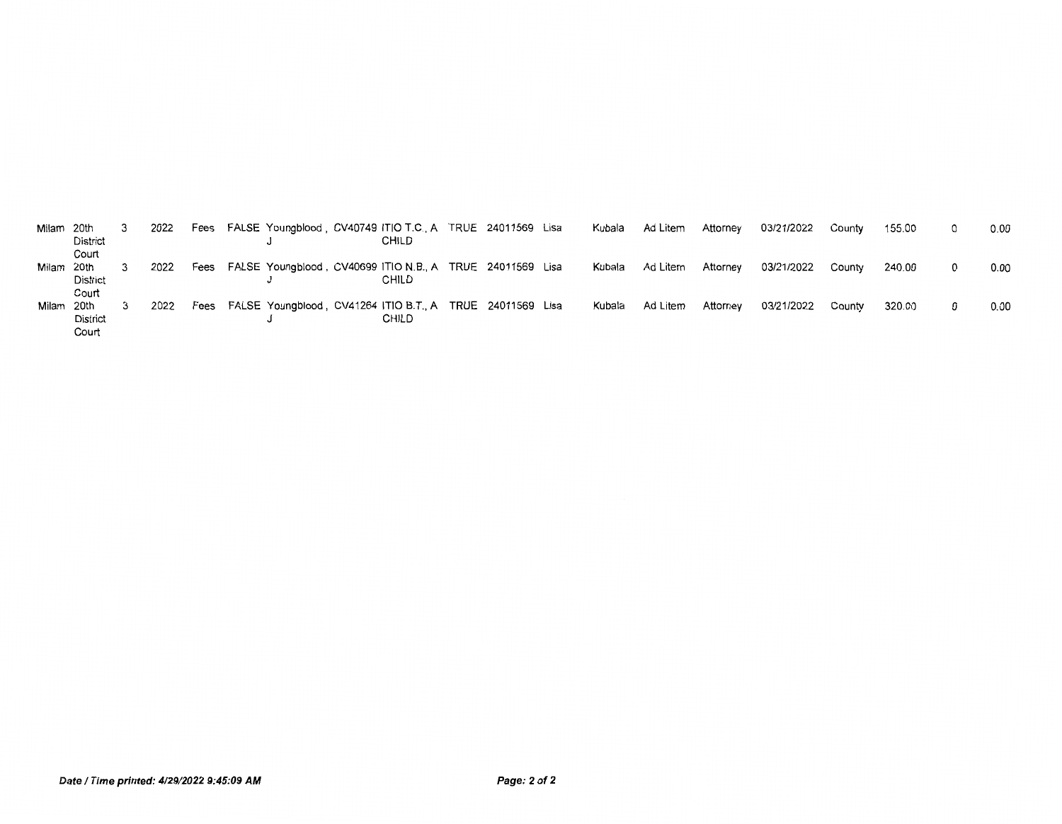| | | | | | | | | | | | | | | | | | | | |
|---|---|---|---|---|---|---|---|---|---|---|---|---|---|---|---|---|---|---|---|
| Milam | 20th District Court | 3 | 2022 | Fees | FALSE | Youngblood , J | CV40749 | ITIO T.C., A CHILD | TRUE | 24011569 | Lisa | Kubala | Ad Litem | Attorney | 03/21/2022 | County | 155.00 | 0 | 0.00 |
| Milam | 20th District Court | 3 | 2022 | Fees | FALSE | Youngblood , J | CV40699 | ITIO N.B., A CHILD | TRUE | 24011569 | Lisa | Kubala | Ad Litem | Attorney | 03/21/2022 | County | 240.00 | 0 | 0.00 |
| Milam | 20th District Court | 3 | 2022 | Fees | FALSE | Youngblood , J | CV41264 | ITIO B.T., A CHILD | TRUE | 24011569 | Lisa | Kubala | Ad Litem | Attorney | 03/21/2022 | County | 320.00 | 0 | 0.00 |

*Date / Time printed: 4/29/2022 9:45:09 AM*